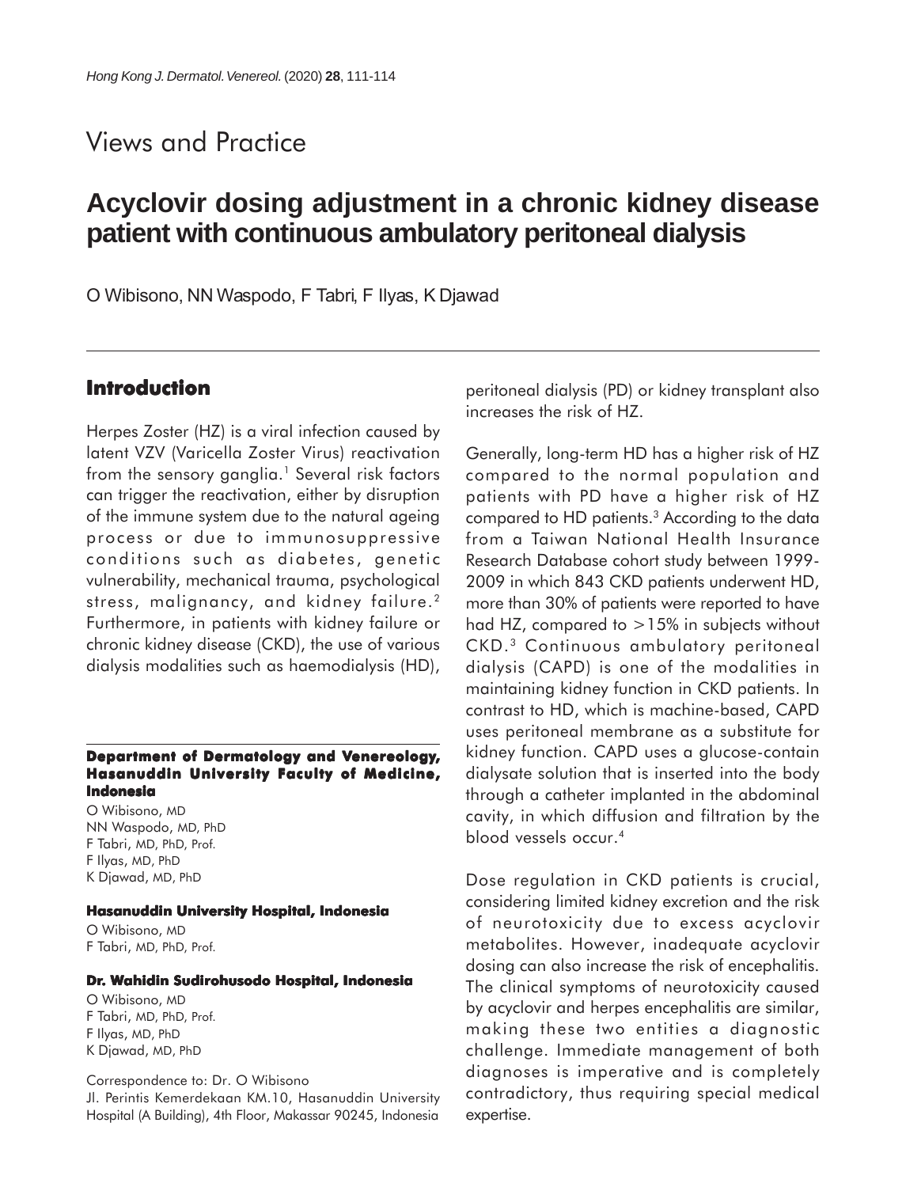Views and Practice

# Acyclovir dosing adjustment in a chronic kidney disease patient with continuous ambulatory peritoneal dialysis

O Wibisono, NN Waspodo, F Tabri, F Ilyas, K Djawad

## Introduction

Herpes Zoster (HZ) is a viral infection caused by latent VZV (Varicella Zoster Virus) reactivation from the sensory ganglia.[1] Several risk factors can trigger the reactivation, either by disruption of the immune system due to the natural ageing process or due to immunosuppressive conditions such as diabetes, genetic vulnerability, mechanical trauma, psychological stress, malignancy, and kidney failure.[2] Furthermore, in patients with kidney failure or chronic kidney disease (CKD), the use of various dialysis modalities such as haemodialysis (HD), peritoneal dialysis (PD) or kidney transplant also increases the risk of HZ.

Generally, long-term HD has a higher risk of HZ compared to the normal population and patients with PD have a higher risk of HZ compared to HD patients.[3] According to the data from a Taiwan National Health Insurance Research Database cohort study between 1999-2009 in which 843 CKD patients underwent HD, more than 30% of patients were reported to have had HZ, compared to >15% in subjects without CKD.[3] Continuous ambulatory peritoneal dialysis (CAPD) is one of the modalities in maintaining kidney function in CKD patients. In contrast to HD, which is machine-based, CAPD uses peritoneal membrane as a substitute for kidney function. CAPD uses a glucose-contain dialysate solution that is inserted into the body through a catheter implanted in the abdominal cavity, in which diffusion and filtration by the blood vessels occur.[4]

Dose regulation in CKD patients is crucial, considering limited kidney excretion and the risk of neurotoxicity due to excess acyclovir metabolites. However, inadequate acyclovir dosing can also increase the risk of encephalitis. The clinical symptoms of neurotoxicity caused by acyclovir and herpes encephalitis are similar, making these two entities a diagnostic challenge. Immediate management of both diagnoses is imperative and is completely contradictory, thus requiring special medical expertise.

**Department of Dermatology and Venereology, Hasanuddin University Faculty of Medicine, Indonesia**

O Wibisono, MD
NN Waspodo, MD, PhD
F Tabri, MD, PhD, Prof.
F Ilyas, MD, PhD
K Djawad, MD, PhD

**Hasanuddin University Hospital, Indonesia**

O Wibisono, MD
F Tabri, MD, PhD, Prof.

**Dr. Wahidin Sudirohusodo Hospital, Indonesia**

O Wibisono, MD
F Tabri, MD, PhD, Prof.
F Ilyas, MD, PhD
K Djawad, MD, PhD

Correspondence to: Dr. O Wibisono
Jl. Perintis Kemerdekaan KM.10, Hasanuddin University Hospital (A Building), 4th Floor, Makassar 90245, Indonesia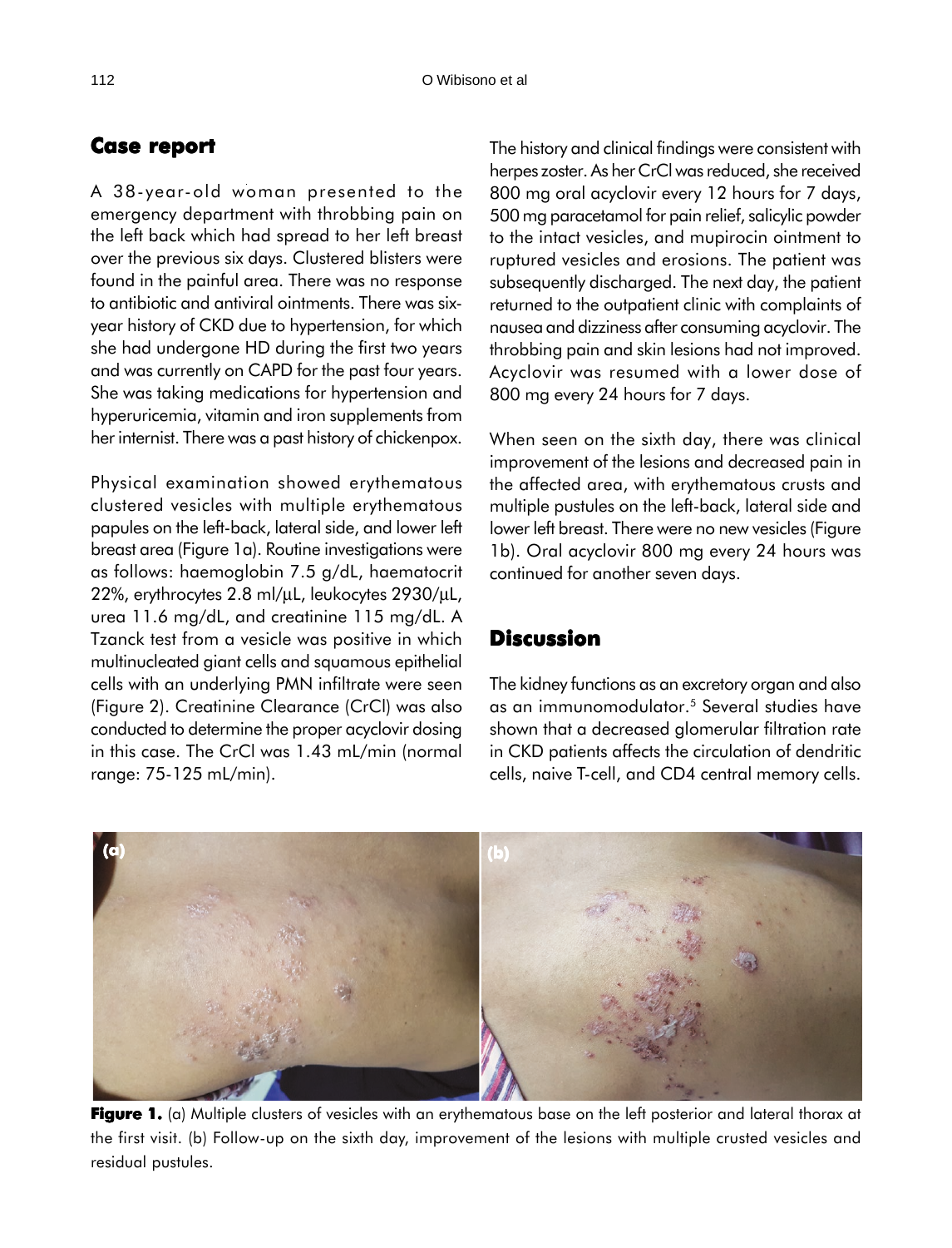## Case report

A 38-year-old woman presented to the emergency department with throbbing pain on the left back which had spread to her left breast over the previous six days. Clustered blisters were found in the painful area. There was no response to antibiotic and antiviral ointments. There was six-year history of CKD due to hypertension, for which she had undergone HD during the first two years and was currently on CAPD for the past four years. She was taking medications for hypertension and hyperuricemia, vitamin and iron supplements from her internist. There was a past history of chickenpox.

Physical examination showed erythematous clustered vesicles with multiple erythematous papules on the left-back, lateral side, and lower left breast area (Figure 1a). Routine investigations were as follows: haemoglobin 7.5 g/dL, haematocrit 22%, erythrocytes 2.8 ml/µL, leukocytes 2930/µL, urea 11.6 mg/dL, and creatinine 115 mg/dL. A Tzanck test from a vesicle was positive in which multinucleated giant cells and squamous epithelial cells with an underlying PMN infiltrate were seen (Figure 2). Creatinine Clearance (CrCl) was also conducted to determine the proper acyclovir dosing in this case. The CrCl was 1.43 mL/min (normal range: 75-125 mL/min).

The history and clinical findings were consistent with herpes zoster. As her CrCl was reduced, she received 800 mg oral acyclovir every 12 hours for 7 days, 500 mg paracetamol for pain relief, salicylic powder to the intact vesicles, and mupirocin ointment to ruptured vesicles and erosions. The patient was subsequently discharged. The next day, the patient returned to the outpatient clinic with complaints of nausea and dizziness after consuming acyclovir. The throbbing pain and skin lesions had not improved. Acyclovir was resumed with a lower dose of 800 mg every 24 hours for 7 days.

When seen on the sixth day, there was clinical improvement of the lesions and decreased pain in the affected area, with erythematous crusts and multiple pustules on the left-back, lateral side and lower left breast. There were no new vesicles (Figure 1b). Oral acyclovir 800 mg every 24 hours was continued for another seven days.

## Discussion

The kidney functions as an excretory organ and also as an immunomodulator.[5] Several studies have shown that a decreased glomerular filtration rate in CKD patients affects the circulation of dendritic cells, naive T-cell, and CD4 central memory cells.

**Figure 1.** (a) Multiple clusters of vesicles with an erythematous base on the left posterior and lateral thorax at the first visit. (b) Follow-up on the sixth day, improvement of the lesions with multiple crusted vesicles and residual pustules.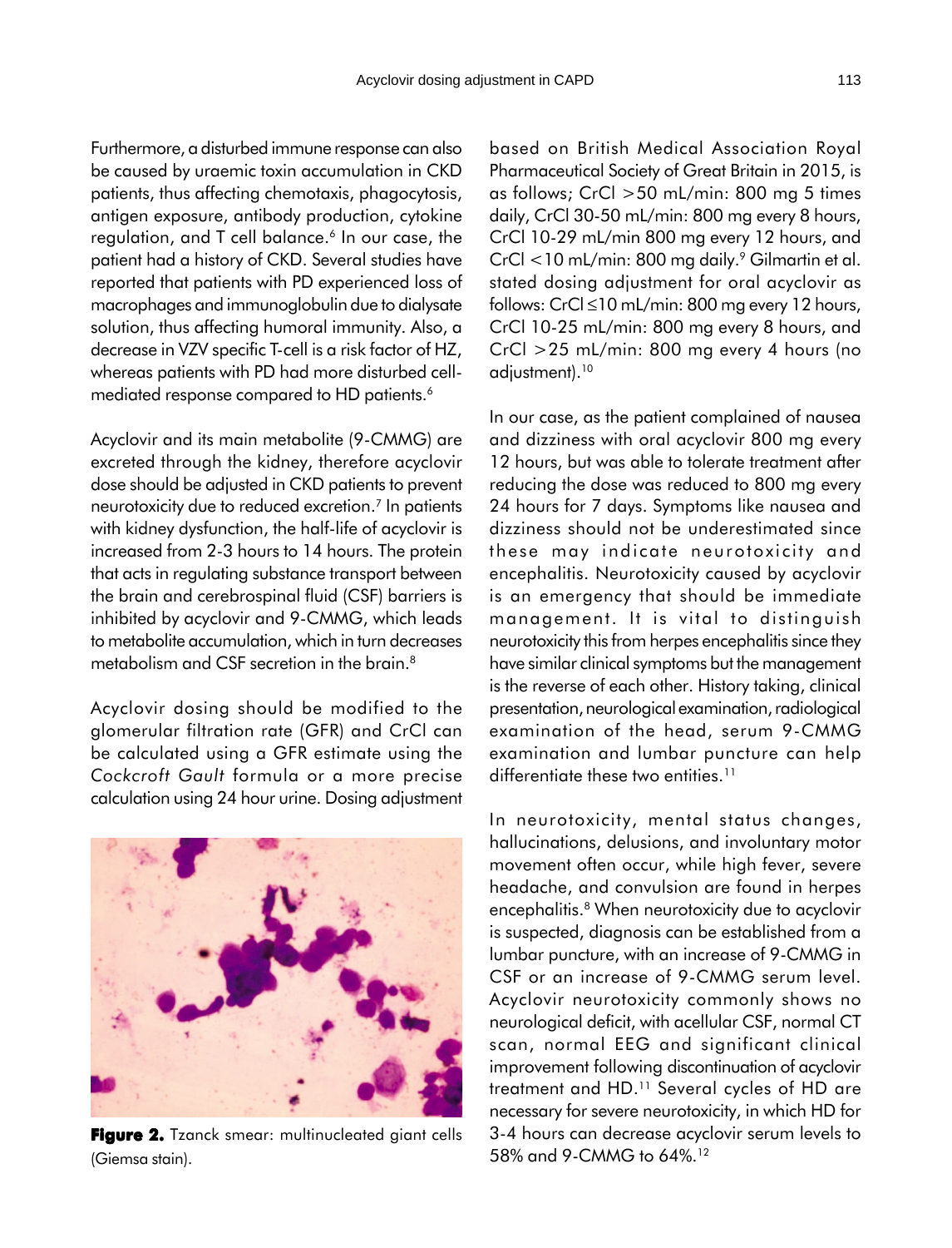Furthermore, a disturbed immune response can also be caused by uraemic toxin accumulation in CKD patients, thus affecting chemotaxis, phagocytosis, antigen exposure, antibody production, cytokine regulation, and T cell balance.[6] In our case, the patient had a history of CKD. Several studies have reported that patients with PD experienced loss of macrophages and immunoglobulin due to dialysate solution, thus affecting humoral immunity. Also, a decrease in VZV specific T-cell is a risk factor of HZ, whereas patients with PD had more disturbed cell-mediated response compared to HD patients.[6]

Acyclovir and its main metabolite (9-CMMG) are excreted through the kidney, therefore acyclovir dose should be adjusted in CKD patients to prevent neurotoxicity due to reduced excretion.[7] In patients with kidney dysfunction, the half-life of acyclovir is increased from 2-3 hours to 14 hours. The protein that acts in regulating substance transport between the brain and cerebrospinal fluid (CSF) barriers is inhibited by acyclovir and 9-CMMG, which leads to metabolite accumulation, which in turn decreases metabolism and CSF secretion in the brain.[8]

Acyclovir dosing should be modified to the glomerular filtration rate (GFR) and CrCl can be calculated using a GFR estimate using the *Cockcroft Gault* formula or a more precise calculation using 24 hour urine. Dosing adjustment based on British Medical Association Royal Pharmaceutical Society of Great Britain in 2015, is as follows; CrCl >50 mL/min: 800 mg 5 times daily, CrCl 30-50 mL/min: 800 mg every 8 hours, CrCl 10-29 mL/min 800 mg every 12 hours, and CrCl <10 mL/min: 800 mg daily.[9] Gilmartin et al. stated dosing adjustment for oral acyclovir as follows: CrCl ≤10 mL/min: 800 mg every 12 hours, CrCl 10-25 mL/min: 800 mg every 8 hours, and CrCl >25 mL/min: 800 mg every 4 hours (no adjustment).[10]

**Figure 2.** Tzanck smear: multinucleated giant cells (Giemsa stain).

In our case, as the patient complained of nausea and dizziness with oral acyclovir 800 mg every 12 hours, but was able to tolerate treatment after reducing the dose was reduced to 800 mg every 24 hours for 7 days. Symptoms like nausea and dizziness should not be underestimated since these may indicate neurotoxicity and encephalitis. Neurotoxicity caused by acyclovir is an emergency that should be immediate management. It is vital to distinguish neurotoxicity this from herpes encephalitis since they have similar clinical symptoms but the management is the reverse of each other. History taking, clinical presentation, neurological examination, radiological examination of the head, serum 9-CMMG examination and lumbar puncture can help differentiate these two entities.[11]

In neurotoxicity, mental status changes, hallucinations, delusions, and involuntary motor movement often occur, while high fever, severe headache, and convulsion are found in herpes encephalitis.[8] When neurotoxicity due to acyclovir is suspected, diagnosis can be established from a lumbar puncture, with an increase of 9-CMMG in CSF or an increase of 9-CMMG serum level. Acyclovir neurotoxicity commonly shows no neurological deficit, with acellular CSF, normal CT scan, normal EEG and significant clinical improvement following discontinuation of acyclovir treatment and HD.[11] Several cycles of HD are necessary for severe neurotoxicity, in which HD for 3-4 hours can decrease acyclovir serum levels to 58% and 9-CMMG to 64%.[12]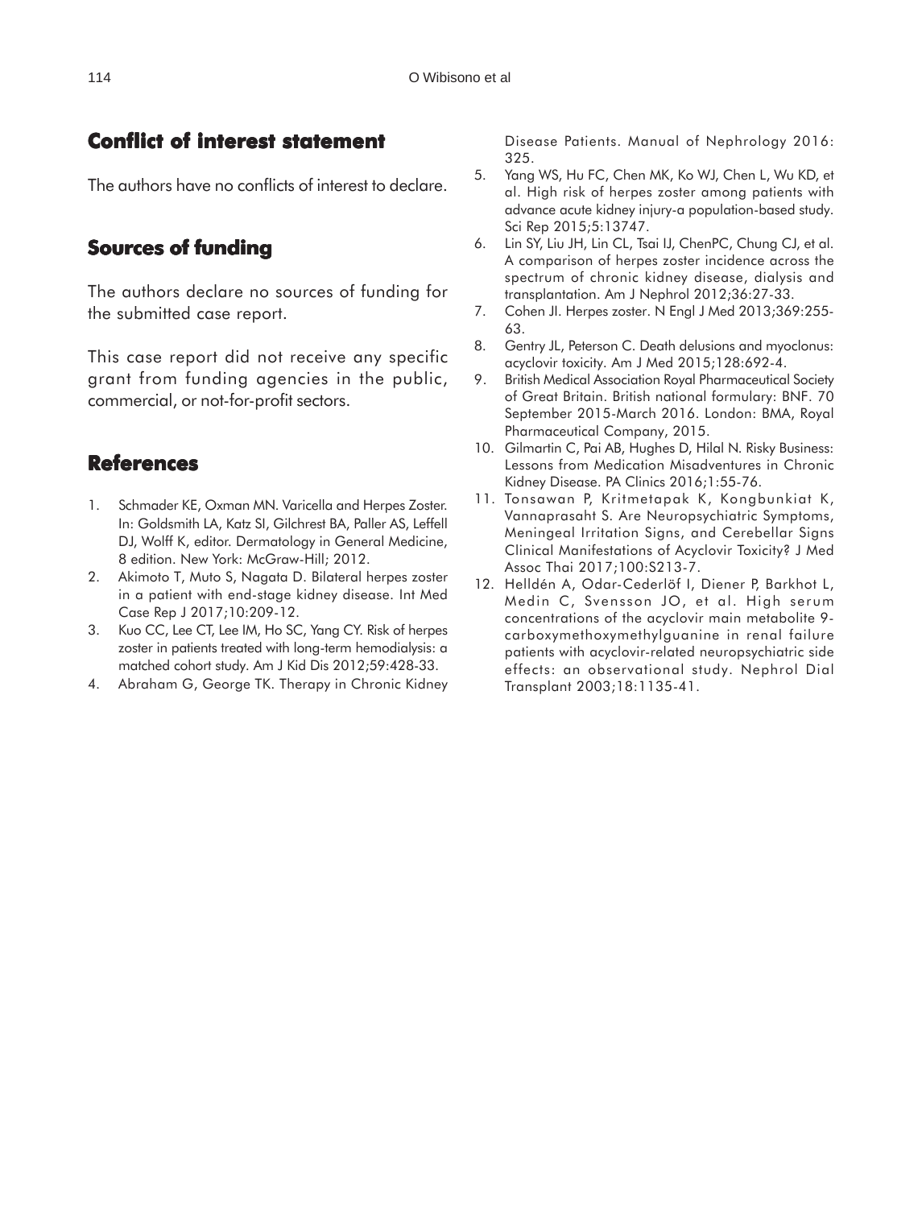## Conflict of interest statement

The authors have no conflicts of interest to declare.

## Sources of funding

The authors declare no sources of funding for the submitted case report.

This case report did not receive any specific grant from funding agencies in the public, commercial, or not-for-profit sectors.

## References

1. Schmader KE, Oxman MN. Varicella and Herpes Zoster. In: Goldsmith LA, Katz SI, Gilchrest BA, Paller AS, Leffell DJ, Wolff K, editor. Dermatology in General Medicine, 8 edition. New York: McGraw-Hill; 2012.
2. Akimoto T, Muto S, Nagata D. Bilateral herpes zoster in a patient with end-stage kidney disease. Int Med Case Rep J 2017;10:209-12.
3. Kuo CC, Lee CT, Lee IM, Ho SC, Yang CY. Risk of herpes zoster in patients treated with long-term hemodialysis: a matched cohort study. Am J Kid Dis 2012;59:428-33.
4. Abraham G, George TK. Therapy in Chronic Kidney Disease Patients. Manual of Nephrology 2016: 325.
5. Yang WS, Hu FC, Chen MK, Ko WJ, Chen L, Wu KD, et al. High risk of herpes zoster among patients with advance acute kidney injury-a population-based study. Sci Rep 2015;5:13747.
6. Lin SY, Liu JH, Lin CL, Tsai IJ, ChenPC, Chung CJ, et al. A comparison of herpes zoster incidence across the spectrum of chronic kidney disease, dialysis and transplantation. Am J Nephrol 2012;36:27-33.
7. Cohen JI. Herpes zoster. N Engl J Med 2013;369:255-63.
8. Gentry JL, Peterson C. Death delusions and myoclonus: acyclovir toxicity. Am J Med 2015;128:692-4.
9. British Medical Association Royal Pharmaceutical Society of Great Britain. British national formulary: BNF. 70 September 2015-March 2016. London: BMA, Royal Pharmaceutical Company, 2015.
10. Gilmartin C, Pai AB, Hughes D, Hilal N. Risky Business: Lessons from Medication Misadventures in Chronic Kidney Disease. PA Clinics 2016;1:55-76.
11. Tonsawan P, Kritmetapak K, Kongbunkiat K, Vannaprasaht S. Are Neuropsychiatric Symptoms, Meningeal Irritation Signs, and Cerebellar Signs Clinical Manifestations of Acyclovir Toxicity? J Med Assoc Thai 2017;100:S213-7.
12. Helldén A, Odar-Cederlöf I, Diener P, Barkhot L, Medin C, Svensson JO, et al. High serum concentrations of the acyclovir main metabolite 9-carboxymethoxymethylguanine in renal failure patients with acyclovir-related neuropsychiatric side effects: an observational study. Nephrol Dial Transplant 2003;18:1135-41.